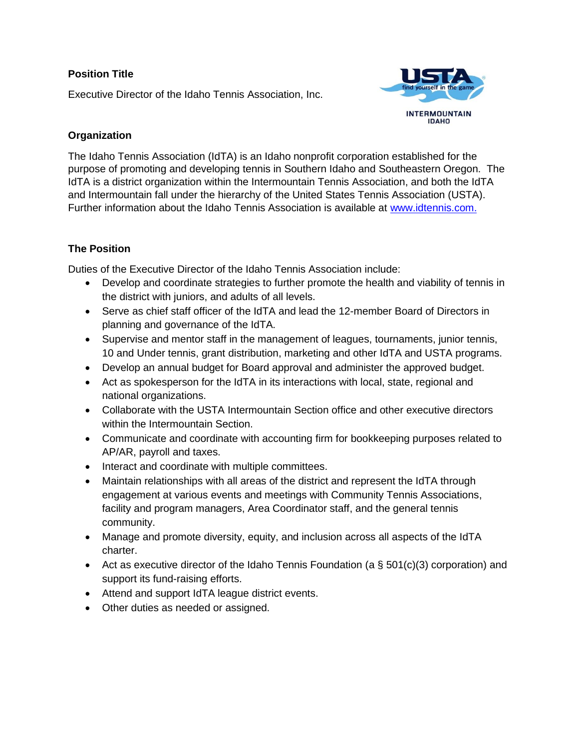**Position Title**

Executive Director of the Idaho Tennis Association, Inc.

**Organization**

The Idaho Tennis Association (IdTA) is an Idaho nonprofit corporation established for the purpose of promoting and developing tennis in Southern Idaho and Southeastern Oregon. The IdTA is a district organization within the Intermountain Tennis Association, and both the IdTA and Intermountain fall under the hierarchy of the United States Tennis Association (USTA). Further information about the Idaho Tennis Association is available at [www.idtennis.com.](http://www.idtennis.com)

**The Position**

Duties of the Executive Director of the Idaho Tennis Association include:

- Develop and coordinate strategies to further promote the health and viability of tennis in the district with juniors, and adults of all levels.
- Serve as chief staff officer of the IdTA and lead the 12-member Board of Directors in planning and governance of the IdTA.
- Supervise and mentor staff in the management of leagues, tournaments, junior tennis, 10 and Under tennis, grant distribution, marketing and other IdTA and USTA programs.
- Develop an annual budget for Board approval and administer the approved budget.
- Act as spokesperson for the IdTA in its interactions with local, state, regional and national organizations.
- Collaborate with the USTA Intermountain Section office and other executive directors within the Intermountain Section.
- Communicate and coordinate with accounting firm for bookkeeping purposes related to AP/AR, payroll and taxes.
- Interact and coordinate with multiple committees.
- Maintain relationships with all areas of the district and represent the IdTA through engagement at various events and meetings with Community Tennis Associations, facility and program managers, Area Coordinator staff, and the general tennis community.
- Manage and promote diversity, equity, and inclusion across all aspects of the IdTA charter.
- Act as executive director of the Idaho Tennis Foundation (a § 501(c)(3) corporation) and support its fund-raising efforts.
- Attend and support IdTA league district events.
- Other duties as needed or assigned.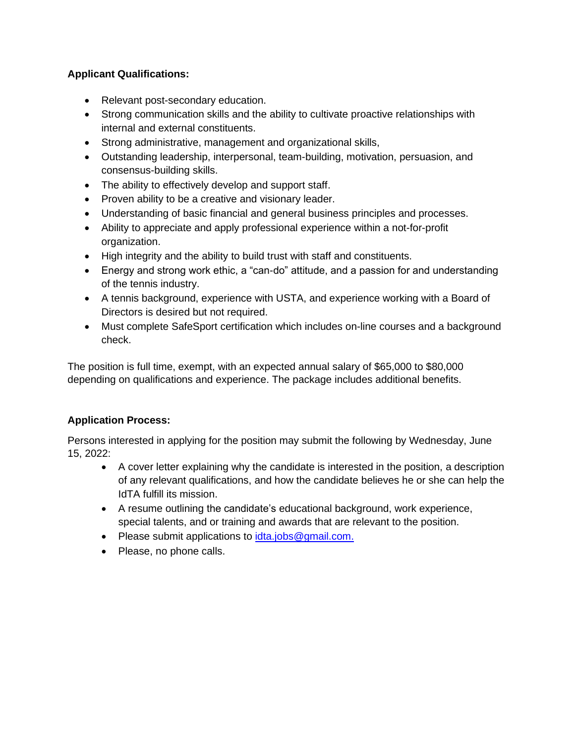**Applicant Qualifications:**

- Relevant post-secondary education.
- Strong communication skills and the ability to cultivate proactive relationships with internal and external constituents.
- Strong administrative, management and organizational skills,
- Outstanding leadership, interpersonal, team-building, motivation, persuasion, and consensus-building skills.
- The ability to effectively develop and support staff.
- Proven ability to be a creative and visionary leader.
- Understanding of basic financial and general business principles and processes.
- Ability to appreciate and apply professional experience within a not-for-profit organization.
- High integrity and the ability to build trust with staff and constituents.
- Energy and strong work ethic, a "can-do" attitude, and a passion for and understanding of the tennis industry.
- A tennis background, experience with USTA, and experience working with a Board of Directors is desired but not required.
- Must complete SafeSport certification which includes on-line courses and a background check.

The position is full time, exempt, with an expected annual salary of $65,000 to $80,000 depending on qualifications and experience. The package includes additional benefits.

**Application Process:**

Persons interested in applying for the position may submit the following by Wednesday, June 15, 2022:

- A cover letter explaining why the candidate is interested in the position, a description of any relevant qualifications, and how the candidate believes he or she can help the IdTA fulfill its mission.
- A resume outlining the candidate's educational background, work experience, special talents, and or training and awards that are relevant to the position.
- Please submit applications to [idta.jobs@gmail.com.](mailto:idta.jobs@gmail.com)
- Please, no phone calls.